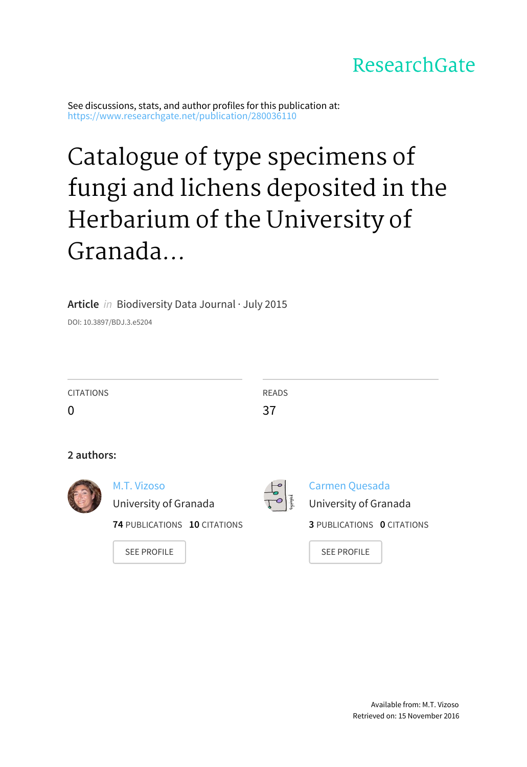ResearchGate

See discussions, stats, and author profiles for this publication at: https://www.researchgate.net/publication/280036110

# Catalogue of type specimens of fungi and lichens deposited in the Herbarium of the University of Granada...

**Article** *in* Biodiversity Data Journal · July 2015

DOI: 10.3897/BDJ.3.e5204

CITATIONS

0

READS

37

**2 authors:**

M.T. Vizoso
University of Granada
**74** PUBLICATIONS **10** CITATIONS

SEE PROFILE

Carmen Quesada
University of Granada
**3** PUBLICATIONS **0** CITATIONS

SEE PROFILE

Available from: M.T. Vizoso
Retrieved on: 15 November 2016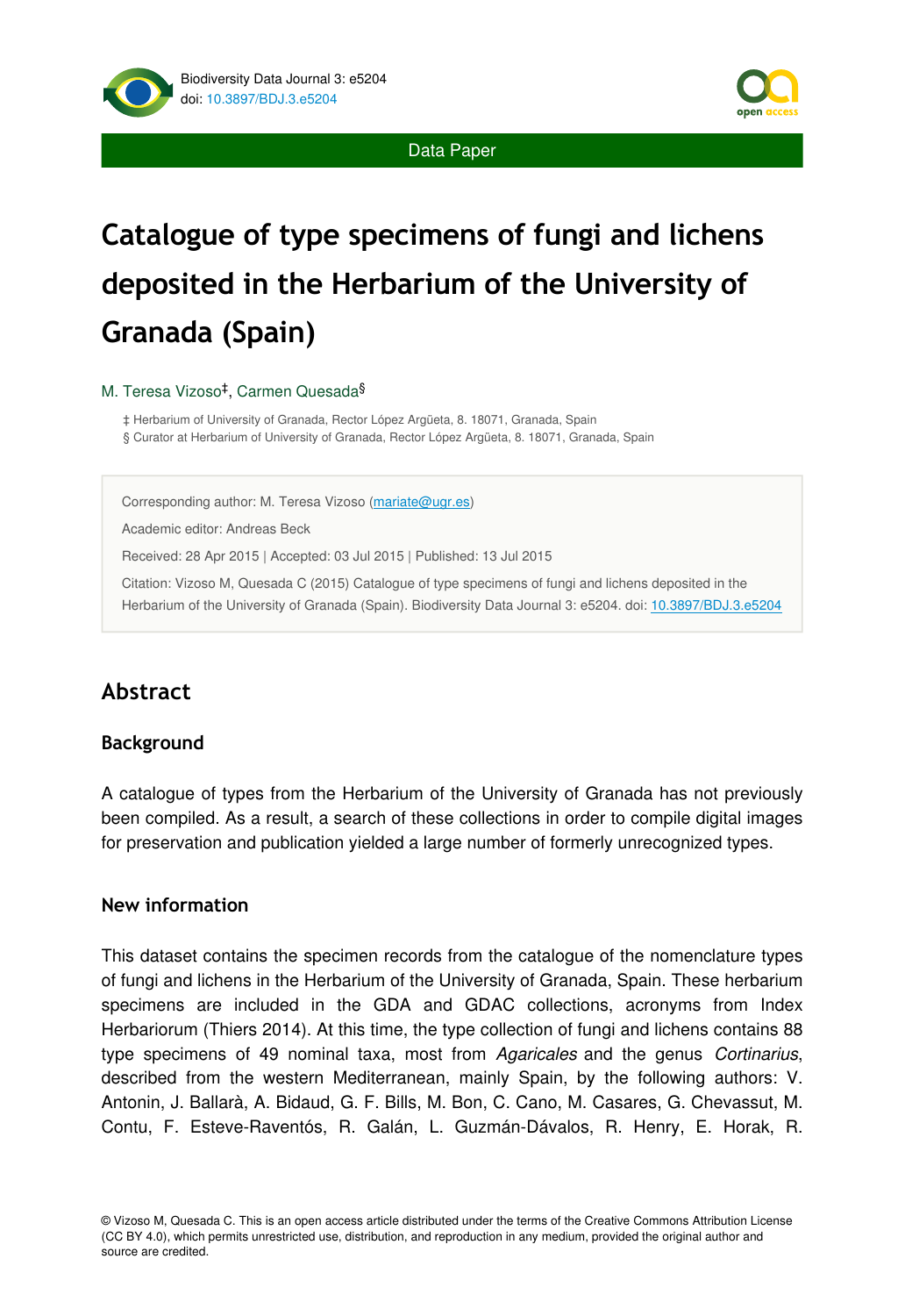# Catalogue of type specimens of fungi and lichens deposited in the Herbarium of the University of Granada (Spain)

M. Teresa Vizoso[‡], Carmen Quesada[§]

‡ Herbarium of University of Granada, Rector López Argüeta, 8. 18071, Granada, Spain
§ Curator at Herbarium of University of Granada, Rector López Argüeta, 8. 18071, Granada, Spain

Corresponding author: M. Teresa Vizoso (mariate@ugr.es)

Academic editor: Andreas Beck

Received: 28 Apr 2015 | Accepted: 03 Jul 2015 | Published: 13 Jul 2015

Citation: Vizoso M, Quesada C (2015) Catalogue of type specimens of fungi and lichens deposited in the Herbarium of the University of Granada (Spain). Biodiversity Data Journal 3: e5204. doi: 10.3897/BDJ.3.e5204

## Abstract

### Background

A catalogue of types from the Herbarium of the University of Granada has not previously been compiled. As a result, a search of these collections in order to compile digital images for preservation and publication yielded a large number of formerly unrecognized types.

### New information

This dataset contains the specimen records from the catalogue of the nomenclature types of fungi and lichens in the Herbarium of the University of Granada, Spain. These herbarium specimens are included in the GDA and GDAC collections, acronyms from Index Herbariorum (Thiers 2014). At this time, the type collection of fungi and lichens contains 88 type specimens of 49 nominal taxa, most from *Agaricales* and the genus *Cortinarius*, described from the western Mediterranean, mainly Spain, by the following authors: V. Antonin, J. Ballarà, A. Bidaud, G. F. Bills, M. Bon, C. Cano, M. Casares, G. Chevassut, M. Contu, F. Esteve-Raventós, R. Galán, L. Guzmán-Dávalos, R. Henry, E. Horak, R.

© Vizoso M, Quesada C. This is an open access article distributed under the terms of the Creative Commons Attribution License (CC BY 4.0), which permits unrestricted use, distribution, and reproduction in any medium, provided the original author and source are credited.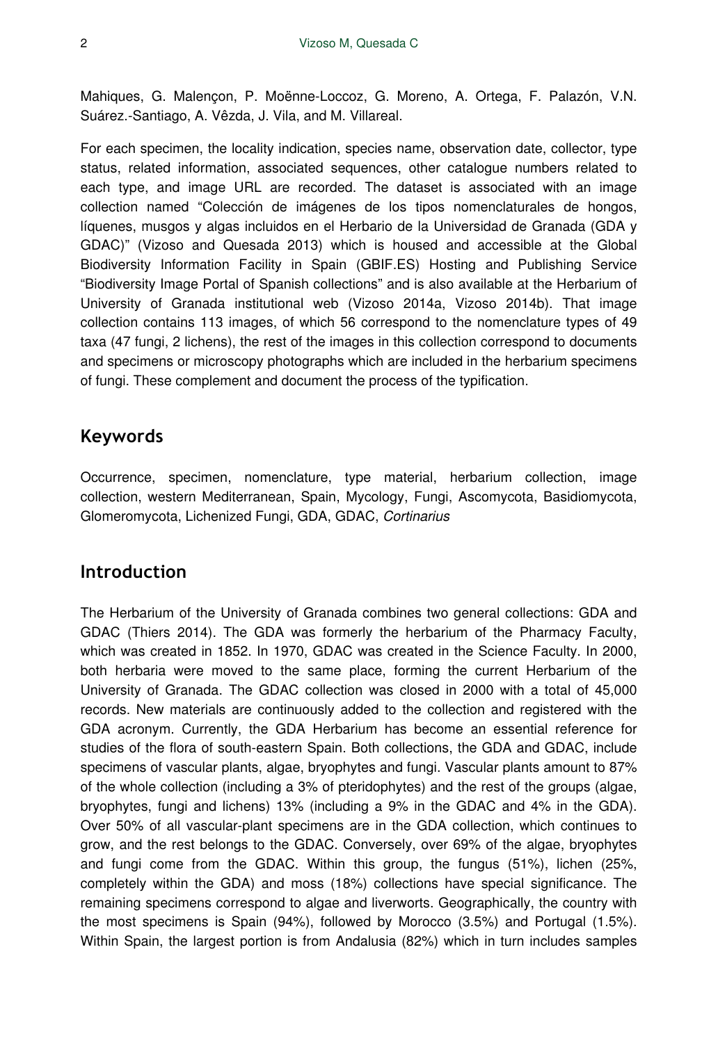Mahiques, G. Malençon, P. Moënne-Loccoz, G. Moreno, A. Ortega, F. Palazón, V.N. Suárez.-Santiago, A. Vêzda, J. Vila, and M. Villareal.

For each specimen, the locality indication, species name, observation date, collector, type status, related information, associated sequences, other catalogue numbers related to each type, and image URL are recorded. The dataset is associated with an image collection named "Colección de imágenes de los tipos nomenclaturales de hongos, líquenes, musgos y algas incluidos en el Herbario de la Universidad de Granada (GDA y GDAC)" (Vizoso and Quesada 2013) which is housed and accessible at the Global Biodiversity Information Facility in Spain (GBIF.ES) Hosting and Publishing Service "Biodiversity Image Portal of Spanish collections" and is also available at the Herbarium of University of Granada institutional web (Vizoso 2014a, Vizoso 2014b). That image collection contains 113 images, of which 56 correspond to the nomenclature types of 49 taxa (47 fungi, 2 lichens), the rest of the images in this collection correspond to documents and specimens or microscopy photographs which are included in the herbarium specimens of fungi. These complement and document the process of the typification.

## Keywords

Occurrence, specimen, nomenclature, type material, herbarium collection, image collection, western Mediterranean, Spain, Mycology, Fungi, Ascomycota, Basidiomycota, Glomeromycota, Lichenized Fungi, GDA, GDAC, *Cortinarius*

## Introduction

The Herbarium of the University of Granada combines two general collections: GDA and GDAC (Thiers 2014). The GDA was formerly the herbarium of the Pharmacy Faculty, which was created in 1852. In 1970, GDAC was created in the Science Faculty. In 2000, both herbaria were moved to the same place, forming the current Herbarium of the University of Granada. The GDAC collection was closed in 2000 with a total of 45,000 records. New materials are continuously added to the collection and registered with the GDA acronym. Currently, the GDA Herbarium has become an essential reference for studies of the flora of south-eastern Spain. Both collections, the GDA and GDAC, include specimens of vascular plants, algae, bryophytes and fungi. Vascular plants amount to 87% of the whole collection (including a 3% of pteridophytes) and the rest of the groups (algae, bryophytes, fungi and lichens) 13% (including a 9% in the GDAC and 4% in the GDA). Over 50% of all vascular-plant specimens are in the GDA collection, which continues to grow, and the rest belongs to the GDAC. Conversely, over 69% of the algae, bryophytes and fungi come from the GDAC. Within this group, the fungus (51%), lichen (25%, completely within the GDA) and moss (18%) collections have special significance. The remaining specimens correspond to algae and liverworts. Geographically, the country with the most specimens is Spain (94%), followed by Morocco (3.5%) and Portugal (1.5%). Within Spain, the largest portion is from Andalusia (82%) which in turn includes samples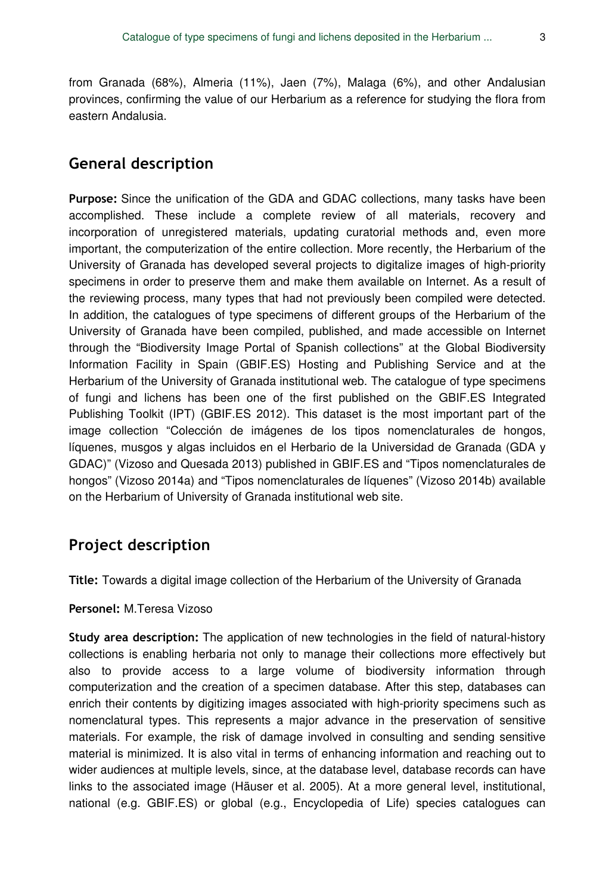from Granada (68%), Almeria (11%), Jaen (7%), Malaga (6%), and other Andalusian provinces, confirming the value of our Herbarium as a reference for studying the flora from eastern Andalusia.

## General description

**Purpose:** Since the unification of the GDA and GDAC collections, many tasks have been accomplished. These include a complete review of all materials, recovery and incorporation of unregistered materials, updating curatorial methods and, even more important, the computerization of the entire collection. More recently, the Herbarium of the University of Granada has developed several projects to digitalize images of high-priority specimens in order to preserve them and make them available on Internet. As a result of the reviewing process, many types that had not previously been compiled were detected. In addition, the catalogues of type specimens of different groups of the Herbarium of the University of Granada have been compiled, published, and made accessible on Internet through the "Biodiversity Image Portal of Spanish collections" at the Global Biodiversity Information Facility in Spain (GBIF.ES) Hosting and Publishing Service and at the Herbarium of the University of Granada institutional web. The catalogue of type specimens of fungi and lichens has been one of the first published on the GBIF.ES Integrated Publishing Toolkit (IPT) (GBIF.ES 2012). This dataset is the most important part of the image collection "Colección de imágenes de los tipos nomenclaturales de hongos, líquenes, musgos y algas incluidos en el Herbario de la Universidad de Granada (GDA y GDAC)" (Vizoso and Quesada 2013) published in GBIF.ES and "Tipos nomenclaturales de hongos" (Vizoso 2014a) and "Tipos nomenclaturales de líquenes" (Vizoso 2014b) available on the Herbarium of University of Granada institutional web site.

## Project description

**Title:** Towards a digital image collection of the Herbarium of the University of Granada

**Personel:** M.Teresa Vizoso

**Study area description:** The application of new technologies in the field of natural-history collections is enabling herbaria not only to manage their collections more effectively but also to provide access to a large volume of biodiversity information through computerization and the creation of a specimen database. After this step, databases can enrich their contents by digitizing images associated with high-priority specimens such as nomenclatural types. This represents a major advance in the preservation of sensitive materials. For example, the risk of damage involved in consulting and sending sensitive material is minimized. It is also vital in terms of enhancing information and reaching out to wider audiences at multiple levels, since, at the database level, database records can have links to the associated image (Häuser et al. 2005). At a more general level, institutional, national (e.g. GBIF.ES) or global (e.g., Encyclopedia of Life) species catalogues can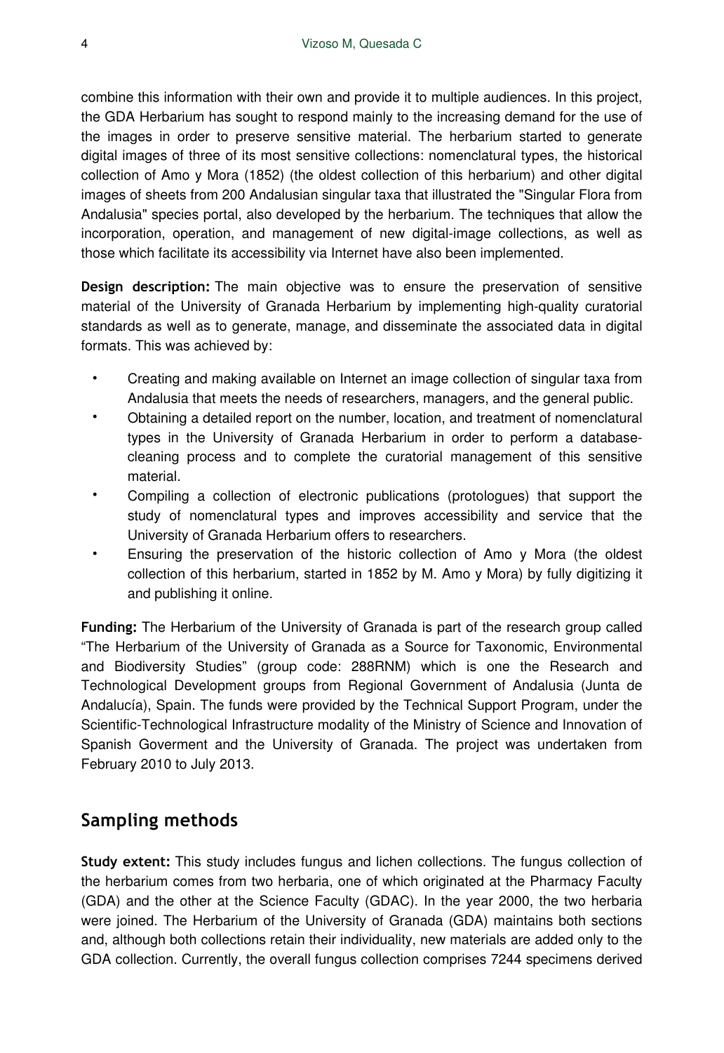combine this information with their own and provide it to multiple audiences. In this project, the GDA Herbarium has sought to respond mainly to the increasing demand for the use of the images in order to preserve sensitive material. The herbarium started to generate digital images of three of its most sensitive collections: nomenclatural types, the historical collection of Amo y Mora (1852) (the oldest collection of this herbarium) and other digital images of sheets from 200 Andalusian singular taxa that illustrated the "Singular Flora from Andalusia" species portal, also developed by the herbarium. The techniques that allow the incorporation, operation, and management of new digital-image collections, as well as those which facilitate its accessibility via Internet have also been implemented.

**Design description:** The main objective was to ensure the preservation of sensitive material of the University of Granada Herbarium by implementing high-quality curatorial standards as well as to generate, manage, and disseminate the associated data in digital formats. This was achieved by:

- Creating and making available on Internet an image collection of singular taxa from Andalusia that meets the needs of researchers, managers, and the general public.
- Obtaining a detailed report on the number, location, and treatment of nomenclatural types in the University of Granada Herbarium in order to perform a database-cleaning process and to complete the curatorial management of this sensitive material.
- Compiling a collection of electronic publications (protologues) that support the study of nomenclatural types and improves accessibility and service that the University of Granada Herbarium offers to researchers.
- Ensuring the preservation of the historic collection of Amo y Mora (the oldest collection of this herbarium, started in 1852 by M. Amo y Mora) by fully digitizing it and publishing it online.

**Funding:** The Herbarium of the University of Granada is part of the research group called "The Herbarium of the University of Granada as a Source for Taxonomic, Environmental and Biodiversity Studies" (group code: 288RNM) which is one the Research and Technological Development groups from Regional Government of Andalusia (Junta de Andalucía), Spain. The funds were provided by the Technical Support Program, under the Scientific-Technological Infrastructure modality of the Ministry of Science and Innovation of Spanish Goverment and the University of Granada. The project was undertaken from February 2010 to July 2013.

## Sampling methods

**Study extent:** This study includes fungus and lichen collections. The fungus collection of the herbarium comes from two herbaria, one of which originated at the Pharmacy Faculty (GDA) and the other at the Science Faculty (GDAC). In the year 2000, the two herbaria were joined. The Herbarium of the University of Granada (GDA) maintains both sections and, although both collections retain their individuality, new materials are added only to the GDA collection. Currently, the overall fungus collection comprises 7244 specimens derived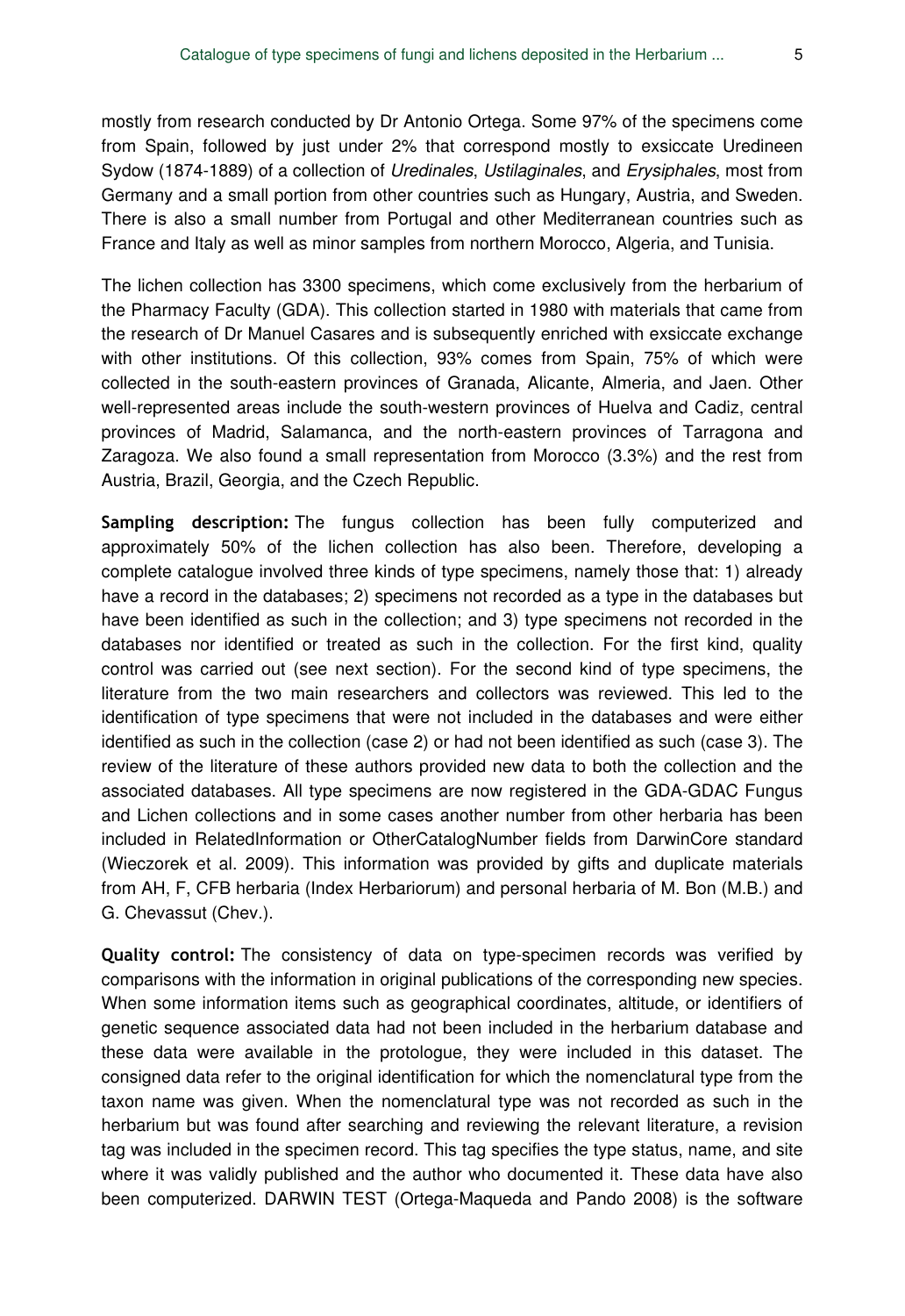mostly from research conducted by Dr Antonio Ortega. Some 97% of the specimens come from Spain, followed by just under 2% that correspond mostly to exsiccate Uredineen Sydow (1874-1889) of a collection of *Uredinales*, *Ustilaginales*, and *Erysiphales*, most from Germany and a small portion from other countries such as Hungary, Austria, and Sweden. There is also a small number from Portugal and other Mediterranean countries such as France and Italy as well as minor samples from northern Morocco, Algeria, and Tunisia.

The lichen collection has 3300 specimens, which come exclusively from the herbarium of the Pharmacy Faculty (GDA). This collection started in 1980 with materials that came from the research of Dr Manuel Casares and is subsequently enriched with exsiccate exchange with other institutions. Of this collection, 93% comes from Spain, 75% of which were collected in the south-eastern provinces of Granada, Alicante, Almeria, and Jaen. Other well-represented areas include the south-western provinces of Huelva and Cadiz, central provinces of Madrid, Salamanca, and the north-eastern provinces of Tarragona and Zaragoza. We also found a small representation from Morocco (3.3%) and the rest from Austria, Brazil, Georgia, and the Czech Republic.

**Sampling description:** The fungus collection has been fully computerized and approximately 50% of the lichen collection has also been. Therefore, developing a complete catalogue involved three kinds of type specimens, namely those that: 1) already have a record in the databases; 2) specimens not recorded as a type in the databases but have been identified as such in the collection; and 3) type specimens not recorded in the databases nor identified or treated as such in the collection. For the first kind, quality control was carried out (see next section). For the second kind of type specimens, the literature from the two main researchers and collectors was reviewed. This led to the identification of type specimens that were not included in the databases and were either identified as such in the collection (case 2) or had not been identified as such (case 3). The review of the literature of these authors provided new data to both the collection and the associated databases. All type specimens are now registered in the GDA-GDAC Fungus and Lichen collections and in some cases another number from other herbaria has been included in RelatedInformation or OtherCatalogNumber fields from DarwinCore standard (Wieczorek et al. 2009). This information was provided by gifts and duplicate materials from AH, F, CFB herbaria (Index Herbariorum) and personal herbaria of M. Bon (M.B.) and G. Chevassut (Chev.).

**Quality control:** The consistency of data on type-specimen records was verified by comparisons with the information in original publications of the corresponding new species. When some information items such as geographical coordinates, altitude, or identifiers of genetic sequence associated data had not been included in the herbarium database and these data were available in the protologue, they were included in this dataset. The consigned data refer to the original identification for which the nomenclatural type from the taxon name was given. When the nomenclatural type was not recorded as such in the herbarium but was found after searching and reviewing the relevant literature, a revision tag was included in the specimen record. This tag specifies the type status, name, and site where it was validly published and the author who documented it. These data have also been computerized. DARWIN TEST (Ortega-Maqueda and Pando 2008) is the software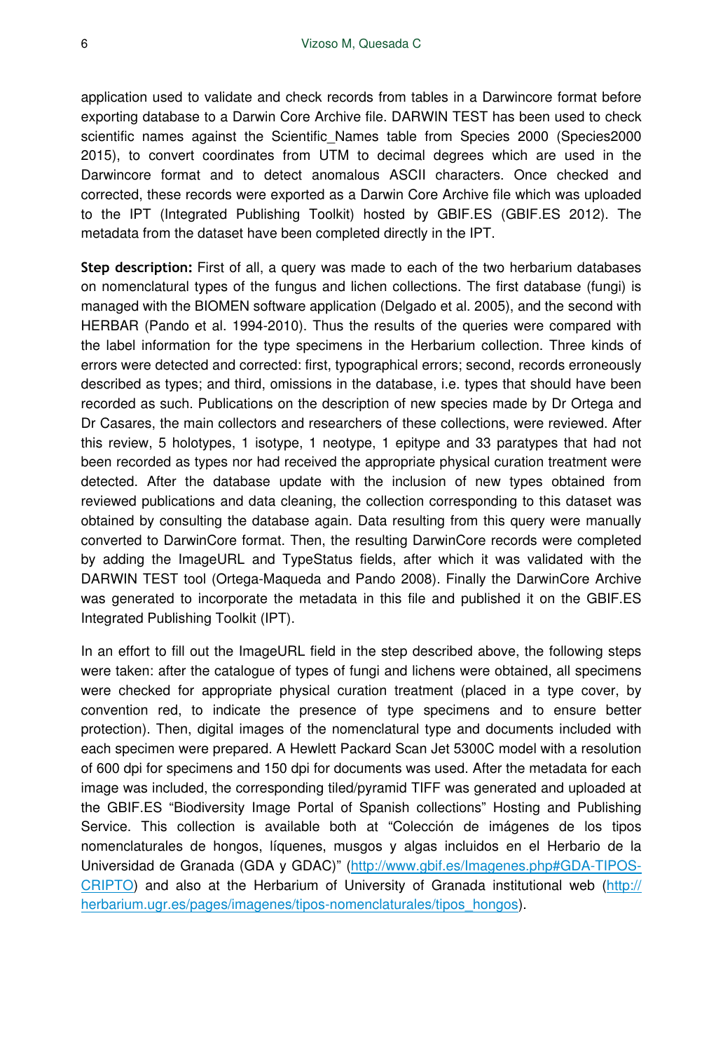application used to validate and check records from tables in a Darwincore format before exporting database to a Darwin Core Archive file. DARWIN TEST has been used to check scientific names against the Scientific_Names table from Species 2000 (Species2000 2015), to convert coordinates from UTM to decimal degrees which are used in the Darwincore format and to detect anomalous ASCII characters. Once checked and corrected, these records were exported as a Darwin Core Archive file which was uploaded to the IPT (Integrated Publishing Toolkit) hosted by GBIF.ES (GBIF.ES 2012). The metadata from the dataset have been completed directly in the IPT.

**Step description:** First of all, a query was made to each of the two herbarium databases on nomenclatural types of the fungus and lichen collections. The first database (fungi) is managed with the BIOMEN software application (Delgado et al. 2005), and the second with HERBAR (Pando et al. 1994-2010). Thus the results of the queries were compared with the label information for the type specimens in the Herbarium collection. Three kinds of errors were detected and corrected: first, typographical errors; second, records erroneously described as types; and third, omissions in the database, i.e. types that should have been recorded as such. Publications on the description of new species made by Dr Ortega and Dr Casares, the main collectors and researchers of these collections, were reviewed. After this review, 5 holotypes, 1 isotype, 1 neotype, 1 epitype and 33 paratypes that had not been recorded as types nor had received the appropriate physical curation treatment were detected. After the database update with the inclusion of new types obtained from reviewed publications and data cleaning, the collection corresponding to this dataset was obtained by consulting the database again. Data resulting from this query were manually converted to DarwinCore format. Then, the resulting DarwinCore records were completed by adding the ImageURL and TypeStatus fields, after which it was validated with the DARWIN TEST tool (Ortega-Maqueda and Pando 2008). Finally the DarwinCore Archive was generated to incorporate the metadata in this file and published it on the GBIF.ES Integrated Publishing Toolkit (IPT).

In an effort to fill out the ImageURL field in the step described above, the following steps were taken: after the catalogue of types of fungi and lichens were obtained, all specimens were checked for appropriate physical curation treatment (placed in a type cover, by convention red, to indicate the presence of type specimens and to ensure better protection). Then, digital images of the nomenclatural type and documents included with each specimen were prepared. A Hewlett Packard Scan Jet 5300C model with a resolution of 600 dpi for specimens and 150 dpi for documents was used. After the metadata for each image was included, the corresponding tiled/pyramid TIFF was generated and uploaded at the GBIF.ES "Biodiversity Image Portal of Spanish collections" Hosting and Publishing Service. This collection is available both at "Colección de imágenes de los tipos nomenclaturales de hongos, líquenes, musgos y algas incluidos en el Herbario de la Universidad de Granada (GDA y GDAC)" (http://www.gbif.es/Imagenes.php#GDA-TIPOS-CRIPTO) and also at the Herbarium of University of Granada institutional web (http://herbarium.ugr.es/pages/imagenes/tipos-nomenclaturales/tipos_hongos).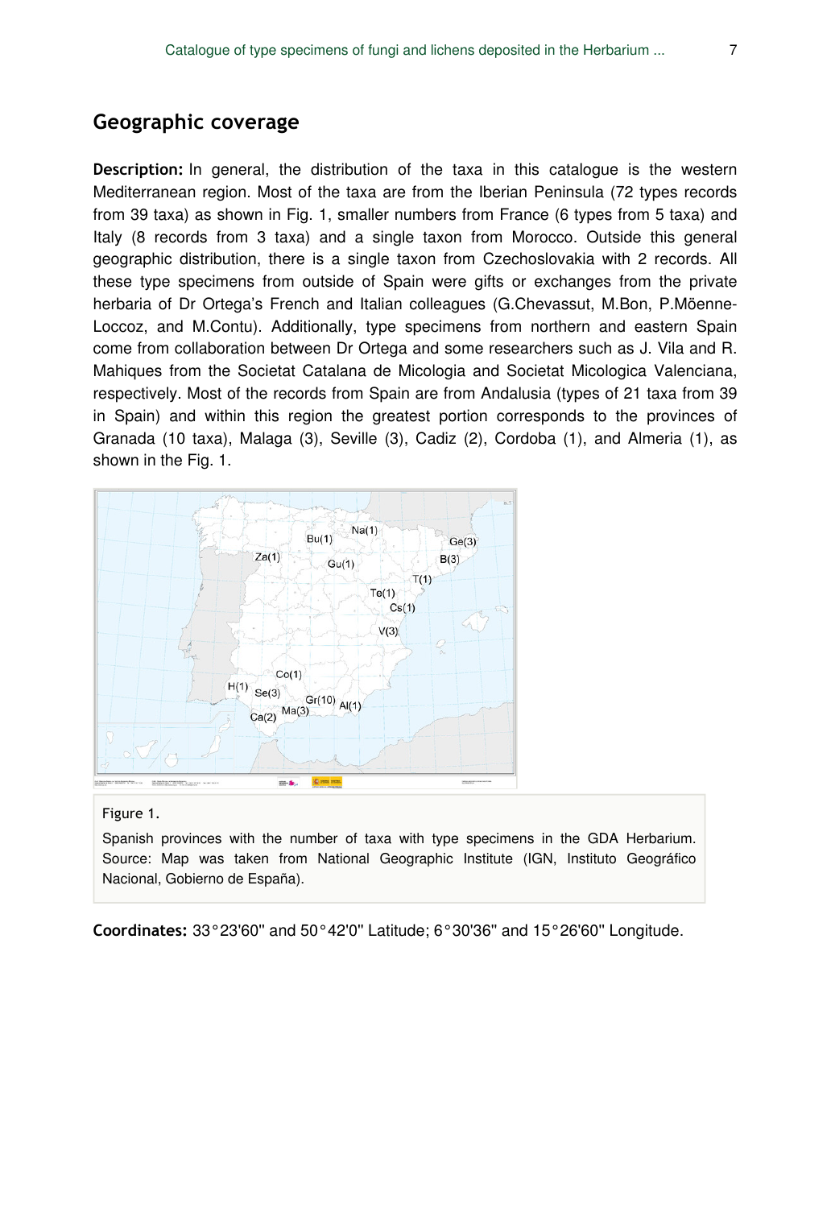## Geographic coverage

**Description:** In general, the distribution of the taxa in this catalogue is the western Mediterranean region. Most of the taxa are from the Iberian Peninsula (72 types records from 39 taxa) as shown in Fig. 1, smaller numbers from France (6 types from 5 taxa) and Italy (8 records from 3 taxa) and a single taxon from Morocco. Outside this general geographic distribution, there is a single taxon from Czechoslovakia with 2 records. All these type specimens from outside of Spain were gifts or exchanges from the private herbaria of Dr Ortega's French and Italian colleagues (G.Chevassut, M.Bon, P.Möenne-Loccoz, and M.Contu). Additionally, type specimens from northern and eastern Spain come from collaboration between Dr Ortega and some researchers such as J. Vila and R. Mahiques from the Societat Catalana de Micologia and Societat Micologica Valenciana, respectively. Most of the records from Spain are from Andalusia (types of 21 taxa from 39 in Spain) and within this region the greatest portion corresponds to the provinces of Granada (10 taxa), Malaga (3), Seville (3), Cadiz (2), Cordoba (1), and Almeria (1), as shown in the Fig. 1.

Na(1)
Bu(1)
Ge(3)
Za(1)
B(3)
Gu(1)
T(1)
Te(1)
Cs(1)
V(3)
Co(1)
H(1)
Se(3)
Gr(10)
Al(1)
Ma(3)
Ca(2)

Figure 1.

Spanish provinces with the number of taxa with type specimens in the GDA Herbarium. Source: Map was taken from National Geographic Institute (IGN, Instituto Geográfico Nacional, Gobierno de España).

**Coordinates:** 33°23'60'' and 50°42'0'' Latitude; 6°30'36'' and 15°26'60'' Longitude.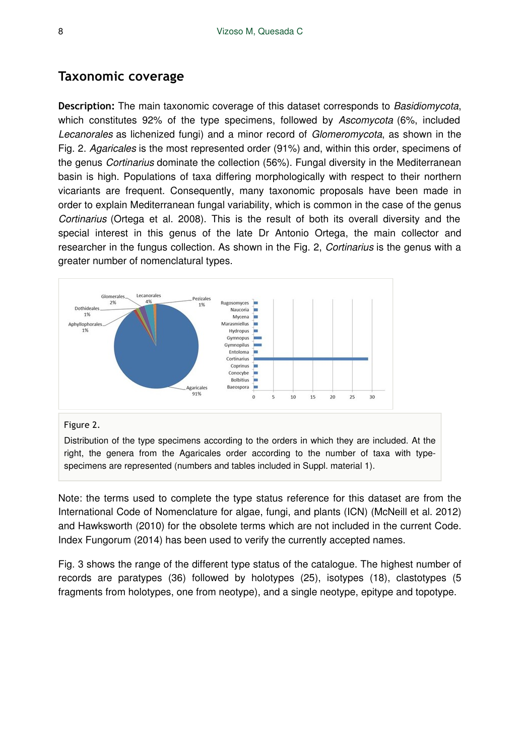## Taxonomic coverage

**Description:** The main taxonomic coverage of this dataset corresponds to *Basidiomycota*, which constitutes 92% of the type specimens, followed by *Ascomycota* (6%, included *Lecanorales* as lichenized fungi) and a minor record of *Glomeromycota*, as shown in the Fig. 2. *Agaricales* is the most represented order (91%) and, within this order, specimens of the genus *Cortinarius* dominate the collection (56%). Fungal diversity in the Mediterranean basin is high. Populations of taxa differing morphologically with respect to their northern vicariants are frequent. Consequently, many taxonomic proposals have been made in order to explain Mediterranean fungal variability, which is common in the case of the genus *Cortinarius* (Ortega et al. 2008). This is the result of both its overall diversity and the special interest in this genus of the late Dr Antonio Ortega, the main collector and researcher in the fungus collection. As shown in the Fig. 2, *Cortinarius* is the genus with a greater number of nomenclatural types.

Glomerales 2%
Lecanorales 4%
Pezizales 1%
Dothideales 1%
Aphyllophorales 1%
Agaricales 91%

Rugosomyces
Naucoria
Mycena
Marasmiellus
Hydropus
Gymnopus
Gymnopilus
Entoloma
Cortinarius
Coprinus
Conocybe
Bolbitius
Baeospora

0 5 10 15 20 25 30

Figure 2.

Distribution of the type specimens according to the orders in which they are included. At the right, the genera from the Agaricales order according to the number of taxa with type-specimens are represented (numbers and tables included in Suppl. material 1).

Note: the terms used to complete the type status reference for this dataset are from the International Code of Nomenclature for algae, fungi, and plants (ICN) (McNeill et al. 2012) and Hawksworth (2010) for the obsolete terms which are not included in the current Code. Index Fungorum (2014) has been used to verify the currently accepted names.

Fig. 3 shows the range of the different type status of the catalogue. The highest number of records are paratypes (36) followed by holotypes (25), isotypes (18), clastotypes (5 fragments from holotypes, one from neotype), and a single neotype, epitype and topotype.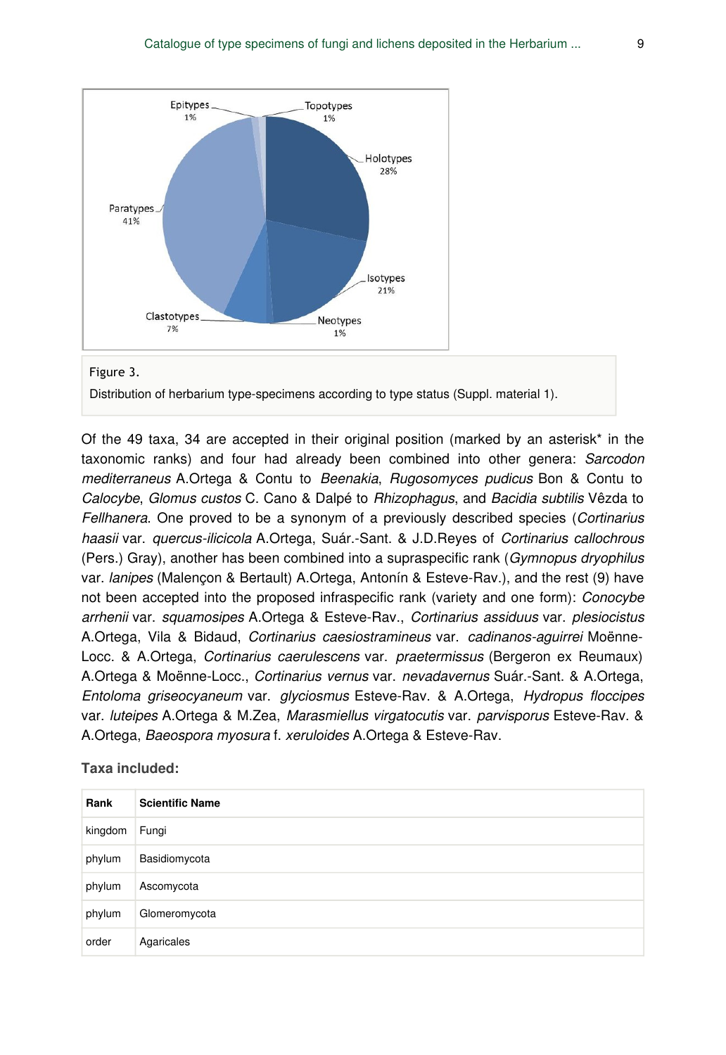Epitypes
1%

Topotypes
1%

Holotypes
28%

Paratypes
41%

Isotypes
21%

Clastotypes
7%

Neotypes
1%

Figure 3.

Distribution of herbarium type-specimens according to type status (Suppl. material 1).

Of the 49 taxa, 34 are accepted in their original position (marked by an asterisk* in the taxonomic ranks) and four had already been combined into other genera: *Sarcodon mediterraneus* A.Ortega & Contu to *Beenakia*, *Rugosomyces pudicus* Bon & Contu to *Calocybe*, *Glomus custos* C. Cano & Dalpé to *Rhizophagus*, and *Bacidia subtilis* Vězda to *Fellhanera*. One proved to be a synonym of a previously described species (*Cortinarius haasii* var. *quercus-ilicicola* A.Ortega, Suár.-Sant. & J.D.Reyes of *Cortinarius callochrous* (Pers.) Gray), another has been combined into a supraspecific rank (*Gymnopus dryophilus* var. *lanipes* (Malençon & Bertault) A.Ortega, Antonín & Esteve-Rav.), and the rest (9) have not been accepted into the proposed infraspecific rank (variety and one form): *Conocybe arrhenii* var. *squamosipes* A.Ortega & Esteve-Rav., *Cortinarius assiduus* var. *plesiocistus* A.Ortega, Vila & Bidaud, *Cortinarius caesiostramineus* var. *cadinanos-aguirrei* Moënne-Locc. & A.Ortega, *Cortinarius caerulescens* var. *praetermissus* (Bergeron ex Reumaux) A.Ortega & Moënne-Locc., *Cortinarius vernus* var. *nevadavernus* Suár.-Sant. & A.Ortega, *Entoloma griseocyaneum* var. *glyciosmus* Esteve-Rav. & A.Ortega, *Hydropus floccipes* var. *luteipes* A.Ortega & M.Zea, *Marasmiellus virgatocutis* var. *parvisporus* Esteve-Rav. & A.Ortega, *Baeospora myosura* f. *xeruloides* A.Ortega & Esteve-Rav.

**Taxa included:**

| Rank | Scientific Name |
|---|---|
| kingdom | Fungi |
| phylum | Basidiomycota |
| phylum | Ascomycota |
| phylum | Glomeromycota |
| order | Agaricales |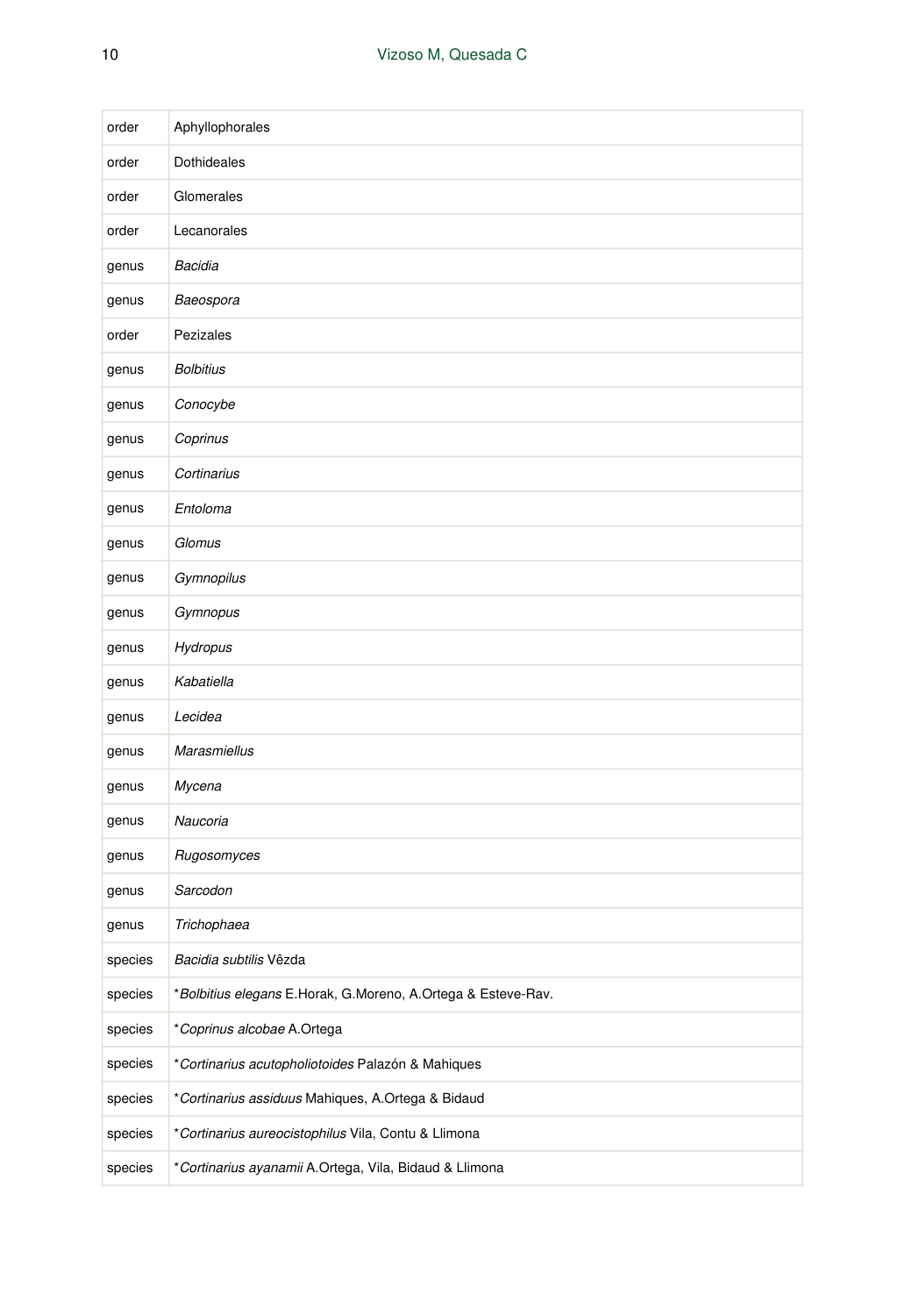| | |
|---|---|
| order | Aphyllophorales |
| order | Dothideales |
| order | Glomerales |
| order | Lecanorales |
| genus | *Bacidia* |
| genus | *Baeospora* |
| order | Pezizales |
| genus | *Bolbitius* |
| genus | *Conocybe* |
| genus | *Coprinus* |
| genus | *Cortinarius* |
| genus | *Entoloma* |
| genus | *Glomus* |
| genus | *Gymnopilus* |
| genus | *Gymnopus* |
| genus | *Hydropus* |
| genus | *Kabatiella* |
| genus | *Lecidea* |
| genus | *Marasmiellus* |
| genus | *Mycena* |
| genus | *Naucoria* |
| genus | *Rugosomyces* |
| genus | *Sarcodon* |
| genus | *Trichophaea* |
| species | *Bacidia subtilis* Vězda |
| species | \**Bolbitius elegans* E.Horak, G.Moreno, A.Ortega & Esteve-Rav. |
| species | \**Coprinus alcobae* A.Ortega |
| species | \**Cortinarius acutopholiotoides* Palazón & Mahiques |
| species | \**Cortinarius assiduus* Mahiques, A.Ortega & Bidaud |
| species | \**Cortinarius aureocistophilus* Vila, Contu & Llimona |
| species | \**Cortinarius ayanamii* A.Ortega, Vila, Bidaud & Llimona |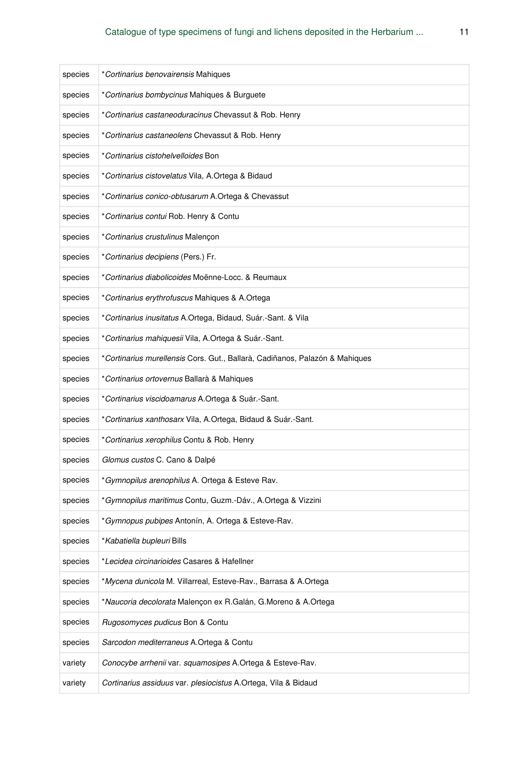| | |
|---|---|
| species | **Cortinarius benovairensis* Mahiques |
| species | **Cortinarius bombycinus* Mahiques & Burguete |
| species | **Cortinarius castaneoduracinus* Chevassut & Rob. Henry |
| species | **Cortinarius castaneolens* Chevassut & Rob. Henry |
| species | **Cortinarius cistohelvelloides* Bon |
| species | **Cortinarius cistovelatus* Vila, A.Ortega & Bidaud |
| species | **Cortinarius conico-obtusarum* A.Ortega & Chevassut |
| species | **Cortinarius contui* Rob. Henry & Contu |
| species | **Cortinarius crustulinus* Malençon |
| species | **Cortinarius decipiens* (Pers.) Fr. |
| species | **Cortinarius diabolicoides* Moënne-Locc. & Reumaux |
| species | **Cortinarius erythrofuscus* Mahiques & A.Ortega |
| species | **Cortinarius inusitatus* A.Ortega, Bidaud, Suár.-Sant. & Vila |
| species | **Cortinarius mahiquesii* Vila, A.Ortega & Suár.-Sant. |
| species | **Cortinarius murellensis* Cors. Gut., Ballarà, Cadiñanos, Palazón & Mahiques |
| species | **Cortinarius ortovernus* Ballarà & Mahiques |
| species | **Cortinarius viscidoamarus* A.Ortega & Suár.-Sant. |
| species | **Cortinarius xanthosarx* Vila, A.Ortega, Bidaud & Suár.-Sant. |
| species | **Cortinarius xerophilus* Contu & Rob. Henry |
| species | *Glomus custos* C. Cano & Dalpé |
| species | **Gymnopilus arenophilus* A. Ortega & Esteve Rav. |
| species | **Gymnopilus maritimus* Contu, Guzm.-Dáv., A.Ortega & Vizzini |
| species | **Gymnopus pubipes* Antonín, A. Ortega & Esteve-Rav. |
| species | **Kabatiella bupleuri* Bills |
| species | **Lecidea circinarioides* Casares & Hafellner |
| species | **Mycena dunicola* M. Villarreal, Esteve-Rav., Barrasa & A.Ortega |
| species | **Naucoria decolorata* Malençon ex R.Galán, G.Moreno & A.Ortega |
| species | *Rugosomyces pudicus* Bon & Contu |
| species | *Sarcodon mediterraneus* A.Ortega & Contu |
| variety | *Conocybe arrhenii* var. *squamosipes* A.Ortega & Esteve-Rav. |
| variety | *Cortinarius assiduus* var. *plesiocistus* A.Ortega, Vila & Bidaud |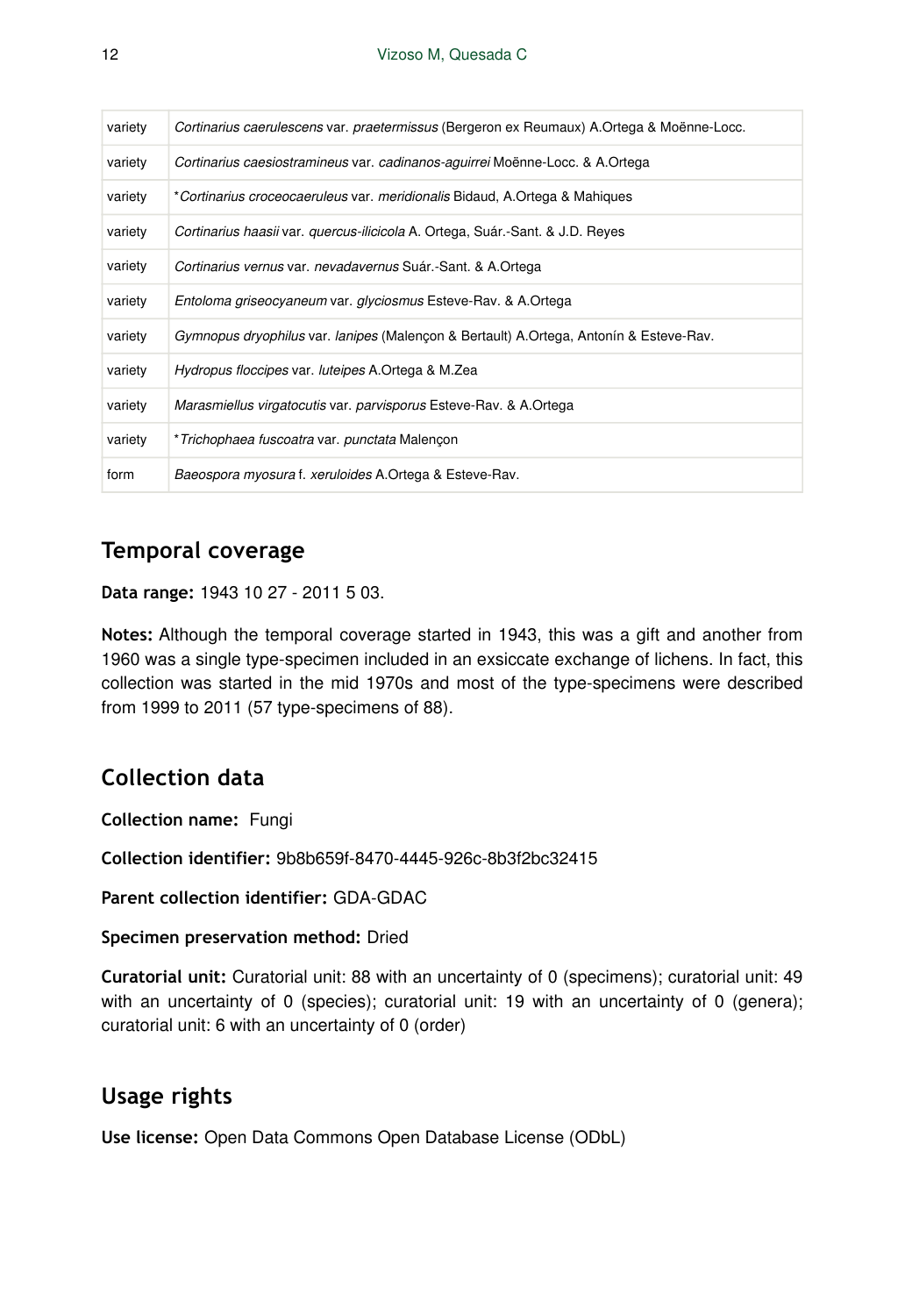| | |
|---|---|
| variety | *Cortinarius caerulescens* var. *praetermissus* (Bergeron ex Reumaux) A.Ortega & Moënne-Locc. |
| variety | *Cortinarius caesiostramineus* var. *cadinanos-aguirrei* Moënne-Locc. & A.Ortega |
| variety | **Cortinarius croceocaeruleus* var. *meridionalis* Bidaud, A.Ortega & Mahiques |
| variety | *Cortinarius haasii* var. *quercus-ilicicola* A. Ortega, Suár.-Sant. & J.D. Reyes |
| variety | *Cortinarius vernus* var. *nevadavernus* Suár.-Sant. & A.Ortega |
| variety | *Entoloma griseocyaneum* var. *glyciosmus* Esteve-Rav. & A.Ortega |
| variety | *Gymnopus dryophilus* var. *lanipes* (Malençon & Bertault) A.Ortega, Antonín & Esteve-Rav. |
| variety | *Hydropus floccipes* var. *luteipes* A.Ortega & M.Zea |
| variety | *Marasmiellus virgatocutis* var. *parvisporus* Esteve-Rav. & A.Ortega |
| variety | **Trichophaea fuscoatra* var. *punctata* Malençon |
| form | *Baeospora myosura* f. *xeruloides* A.Ortega & Esteve-Rav. |

## Temporal coverage

**Data range:** 1943 10 27 - 2011 5 03.

**Notes:** Although the temporal coverage started in 1943, this was a gift and another from 1960 was a single type-specimen included in an exsiccate exchange of lichens. In fact, this collection was started in the mid 1970s and most of the type-specimens were described from 1999 to 2011 (57 type-specimens of 88).

## Collection data

**Collection name:** Fungi

**Collection identifier:** 9b8b659f-8470-4445-926c-8b3f2bc32415

**Parent collection identifier:** GDA-GDAC

**Specimen preservation method:** Dried

**Curatorial unit:** Curatorial unit: 88 with an uncertainty of 0 (specimens); curatorial unit: 49 with an uncertainty of 0 (species); curatorial unit: 19 with an uncertainty of 0 (genera); curatorial unit: 6 with an uncertainty of 0 (order)

## Usage rights

**Use license:** Open Data Commons Open Database License (ODbL)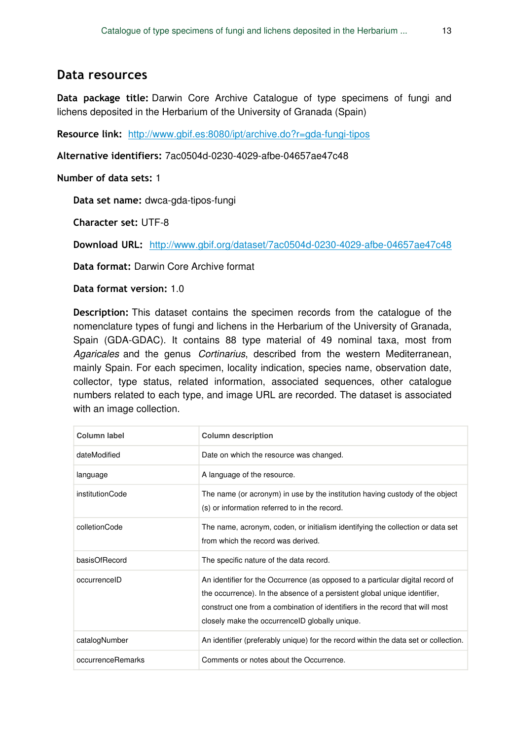## Data resources

**Data package title:** Darwin Core Archive Catalogue of type specimens of fungi and lichens deposited in the Herbarium of the University of Granada (Spain)

**Resource link:** http://www.gbif.es:8080/ipt/archive.do?r=gda-fungi-tipos

**Alternative identifiers:** 7ac0504d-0230-4029-afbe-04657ae47c48

**Number of data sets:** 1

**Data set name:** dwca-gda-tipos-fungi

**Character set:** UTF-8

**Download URL:** http://www.gbif.org/dataset/7ac0504d-0230-4029-afbe-04657ae47c48

**Data format:** Darwin Core Archive format

**Data format version:** 1.0

**Description:** This dataset contains the specimen records from the catalogue of the nomenclature types of fungi and lichens in the Herbarium of the University of Granada, Spain (GDA-GDAC). It contains 88 type material of 49 nominal taxa, most from *Agaricales* and the genus *Cortinarius*, described from the western Mediterranean, mainly Spain. For each specimen, locality indication, species name, observation date, collector, type status, related information, associated sequences, other catalogue numbers related to each type, and image URL are recorded. The dataset is associated with an image collection.

| Column label | Column description |
|---|---|
| dateModified | Date on which the resource was changed. |
| language | A language of the resource. |
| institutionCode | The name (or acronym) in use by the institution having custody of the object (s) or information referred to in the record. |
| colletionCode | The name, acronym, coden, or initialism identifying the collection or data set from which the record was derived. |
| basisOfRecord | The specific nature of the data record. |
| occurrenceID | An identifier for the Occurrence (as opposed to a particular digital record of the occurrence). In the absence of a persistent global unique identifier, construct one from a combination of identifiers in the record that will most closely make the occurrenceID globally unique. |
| catalogNumber | An identifier (preferably unique) for the record within the data set or collection. |
| occurrenceRemarks | Comments or notes about the Occurrence. |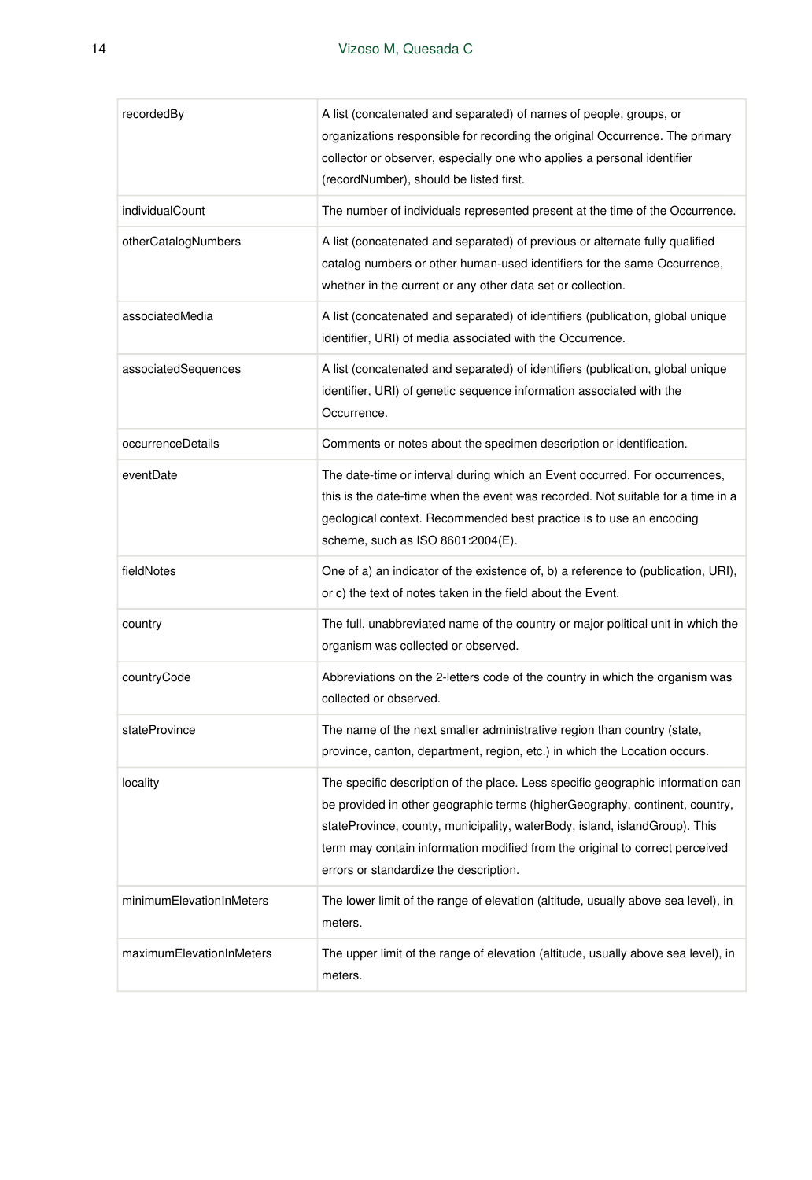| | |
|---|---|
| recordedBy | A list (concatenated and separated) of names of people, groups, or organizations responsible for recording the original Occurrence. The primary collector or observer, especially one who applies a personal identifier (recordNumber), should be listed first. |
| individualCount | The number of individuals represented present at the time of the Occurrence. |
| otherCatalogNumbers | A list (concatenated and separated) of previous or alternate fully qualified catalog numbers or other human-used identifiers for the same Occurrence, whether in the current or any other data set or collection. |
| associatedMedia | A list (concatenated and separated) of identifiers (publication, global unique identifier, URI) of media associated with the Occurrence. |
| associatedSequences | A list (concatenated and separated) of identifiers (publication, global unique identifier, URI) of genetic sequence information associated with the Occurrence. |
| occurrenceDetails | Comments or notes about the specimen description or identification. |
| eventDate | The date-time or interval during which an Event occurred. For occurrences, this is the date-time when the event was recorded. Not suitable for a time in a geological context. Recommended best practice is to use an encoding scheme, such as ISO 8601:2004(E). |
| fieldNotes | One of a) an indicator of the existence of, b) a reference to (publication, URI), or c) the text of notes taken in the field about the Event. |
| country | The full, unabbreviated name of the country or major political unit in which the organism was collected or observed. |
| countryCode | Abbreviations on the 2-letters code of the country in which the organism was collected or observed. |
| stateProvince | The name of the next smaller administrative region than country (state, province, canton, department, region, etc.) in which the Location occurs. |
| locality | The specific description of the place. Less specific geographic information can be provided in other geographic terms (higherGeography, continent, country, stateProvince, county, municipality, waterBody, island, islandGroup). This term may contain information modified from the original to correct perceived errors or standardize the description. |
| minimumElevationInMeters | The lower limit of the range of elevation (altitude, usually above sea level), in meters. |
| maximumElevationInMeters | The upper limit of the range of elevation (altitude, usually above sea level), in meters. |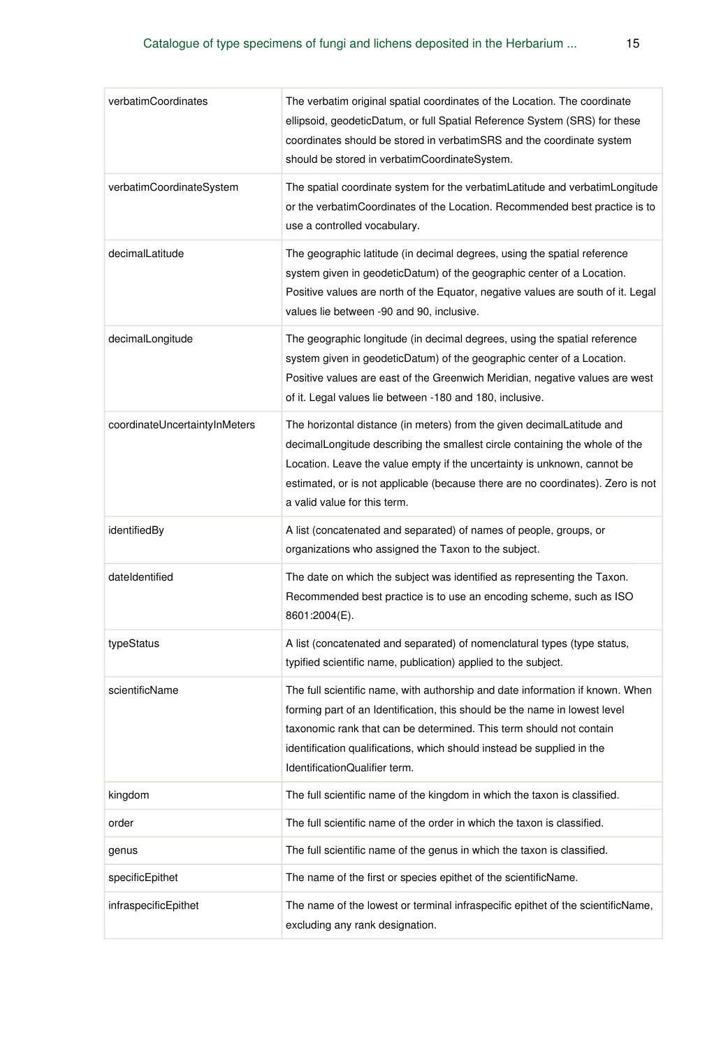| | |
|---|---|
| verbatimCoordinates | The verbatim original spatial coordinates of the Location. The coordinate ellipsoid, geodeticDatum, or full Spatial Reference System (SRS) for these coordinates should be stored in verbatimSRS and the coordinate system should be stored in verbatimCoordinateSystem. |
| verbatimCoordinateSystem | The spatial coordinate system for the verbatimLatitude and verbatimLongitude or the verbatimCoordinates of the Location. Recommended best practice is to use a controlled vocabulary. |
| decimalLatitude | The geographic latitude (in decimal degrees, using the spatial reference system given in geodeticDatum) of the geographic center of a Location. Positive values are north of the Equator, negative values are south of it. Legal values lie between -90 and 90, inclusive. |
| decimalLongitude | The geographic longitude (in decimal degrees, using the spatial reference system given in geodeticDatum) of the geographic center of a Location. Positive values are east of the Greenwich Meridian, negative values are west of it. Legal values lie between -180 and 180, inclusive. |
| coordinateUncertaintyInMeters | The horizontal distance (in meters) from the given decimalLatitude and decimalLongitude describing the smallest circle containing the whole of the Location. Leave the value empty if the uncertainty is unknown, cannot be estimated, or is not applicable (because there are no coordinates). Zero is not a valid value for this term. |
| identifiedBy | A list (concatenated and separated) of names of people, groups, or organizations who assigned the Taxon to the subject. |
| dateIdentified | The date on which the subject was identified as representing the Taxon. Recommended best practice is to use an encoding scheme, such as ISO 8601:2004(E). |
| typeStatus | A list (concatenated and separated) of nomenclatural types (type status, typified scientific name, publication) applied to the subject. |
| scientificName | The full scientific name, with authorship and date information if known. When forming part of an Identification, this should be the name in lowest level taxonomic rank that can be determined. This term should not contain identification qualifications, which should instead be supplied in the IdentificationQualifier term. |
| kingdom | The full scientific name of the kingdom in which the taxon is classified. |
| order | The full scientific name of the order in which the taxon is classified. |
| genus | The full scientific name of the genus in which the taxon is classified. |
| specificEpithet | The name of the first or species epithet of the scientificName. |
| infraspecificEpithet | The name of the lowest or terminal infraspecific epithet of the scientificName, excluding any rank designation. |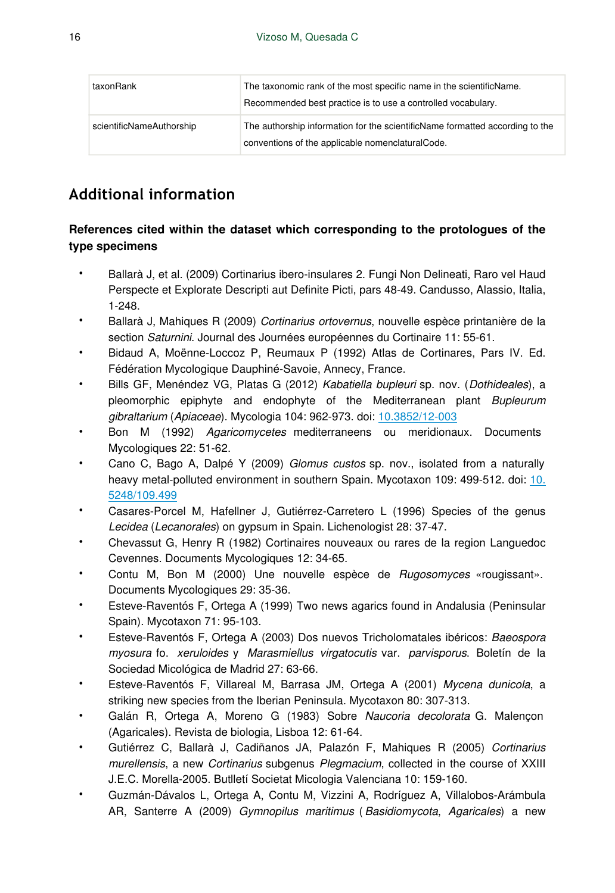| taxonRank | The taxonomic rank of the most specific name in the scientificName. Recommended best practice is to use a controlled vocabulary. |
|---|---|
| scientificNameAuthorship | The authorship information for the scientificName formatted according to the conventions of the applicable nomenclaturalCode. |

## Additional information

### References cited within the dataset which corresponding to the protologues of the type specimens

- Ballarà J, et al. (2009) Cortinarius ibero-insulares 2. Fungi Non Delineati, Raro vel Haud Perspecte et Explorate Descripti aut Definite Picti, pars 48-49. Candusso, Alassio, Italia, 1-248.
- Ballarà J, Mahiques R (2009) *Cortinarius ortovernus*, nouvelle espèce printanière de la section *Saturnini*. Journal des Journées européennes du Cortinaire 11: 55-61.
- Bidaud A, Moënne-Loccoz P, Reumaux P (1992) Atlas de Cortinares, Pars IV. Ed. Fédération Mycologique Dauphiné-Savoie, Annecy, France.
- Bills GF, Menéndez VG, Platas G (2012) *Kabatiella bupleuri* sp. nov. (*Dothideales*), a pleomorphic epiphyte and endophyte of the Mediterranean plant *Bupleurum gibraltarium* (*Apiaceae*). Mycologia 104: 962-973. doi: 10.3852/12-003
- Bon M (1992) *Agaricomycetes* mediterraneens ou meridionaux. Documents Mycologiques 22: 51-62.
- Cano C, Bago A, Dalpé Y (2009) *Glomus custos* sp. nov., isolated from a naturally heavy metal-polluted environment in southern Spain. Mycotaxon 109: 499-512. doi: 10.5248/109.499
- Casares-Porcel M, Hafellner J, Gutiérrez-Carretero L (1996) Species of the genus *Lecidea* (*Lecanorales*) on gypsum in Spain. Lichenologist 28: 37-47.
- Chevassut G, Henry R (1982) Cortinaires nouveaux ou rares de la region Languedoc Cevennes. Documents Mycologiques 12: 34-65.
- Contu M, Bon M (2000) Une nouvelle espèce de *Rugosomyces* «rougissant». Documents Mycologiques 29: 35-36.
- Esteve-Raventós F, Ortega A (1999) Two news agarics found in Andalusia (Peninsular Spain). Mycotaxon 71: 95-103.
- Esteve-Raventós F, Ortega A (2003) Dos nuevos Tricholomatales ibéricos: *Baeospora myosura* fo. *xeruloides* y *Marasmiellus virgatocutis* var. *parvisporus*. Boletín de la Sociedad Micológica de Madrid 27: 63-66.
- Esteve-Raventós F, Villareal M, Barrasa JM, Ortega A (2001) *Mycena dunicola*, a striking new species from the Iberian Peninsula. Mycotaxon 80: 307-313.
- Galán R, Ortega A, Moreno G (1983) Sobre *Naucoria decolorata* G. Malençon (Agaricales). Revista de biologia, Lisboa 12: 61-64.
- Gutiérrez C, Ballarà J, Cadiñanos JA, Palazón F, Mahiques R (2005) *Cortinarius murellensis*, a new *Cortinarius* subgenus *Plegmacium*, collected in the course of XXIII J.E.C. Morella-2005. Butlletí Societat Micologia Valenciana 10: 159-160.
- Guzmán-Dávalos L, Ortega A, Contu M, Vizzini A, Rodríguez A, Villalobos-Arámbula AR, Santerre A (2009) *Gymnopilus maritimus* (*Basidiomycota*, *Agaricales*) a new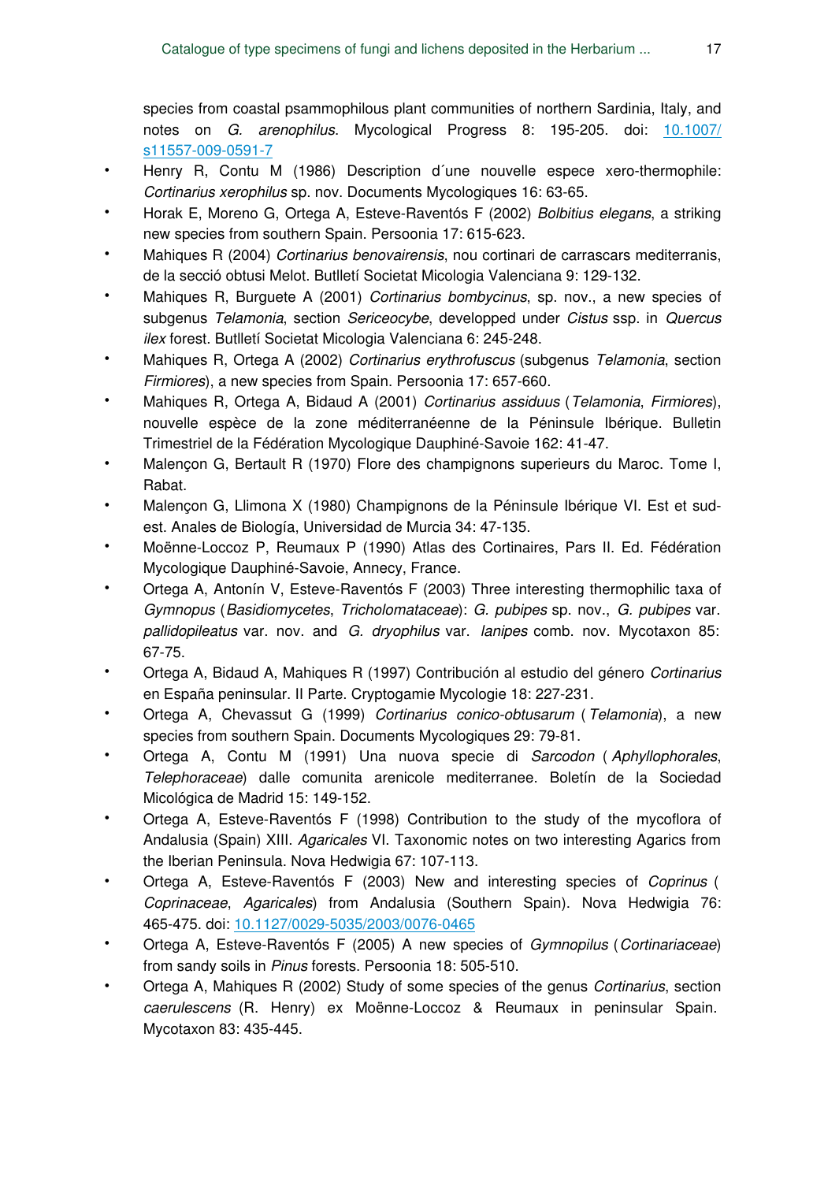species from coastal psammophilous plant communities of northern Sardinia, Italy, and notes on *G. arenophilus*. Mycological Progress 8: 195-205. doi: [10.1007/s11557-009-0591-7](https://doi.org/10.1007/s11557-009-0591-7)

- Henry R, Contu M (1986) Description d´une nouvelle espece xero-thermophile: *Cortinarius xerophilus* sp. nov. Documents Mycologiques 16: 63-65.
- Horak E, Moreno G, Ortega A, Esteve-Raventós F (2002) *Bolbitius elegans*, a striking new species from southern Spain. Persoonia 17: 615-623.
- Mahiques R (2004) *Cortinarius benovairensis*, nou cortinari de carrascars mediterranis, de la secció obtusi Melot. Butlletí Societat Micologia Valenciana 9: 129-132.
- Mahiques R, Burguete A (2001) *Cortinarius bombycinus*, sp. nov., a new species of subgenus *Telamonia*, section *Sericeocybe*, developped under *Cistus* ssp. in *Quercus ilex* forest. Butlletí Societat Micologia Valenciana 6: 245-248.
- Mahiques R, Ortega A (2002) *Cortinarius erythrofuscus* (subgenus *Telamonia*, section *Firmiores*), a new species from Spain. Persoonia 17: 657-660.
- Mahiques R, Ortega A, Bidaud A (2001) *Cortinarius assiduus* (*Telamonia*, *Firmiores*), nouvelle espèce de la zone méditerranéenne de la Péninsule Ibérique. Bulletin Trimestriel de la Fédération Mycologique Dauphiné-Savoie 162: 41-47.
- Malençon G, Bertault R (1970) Flore des champignons superieurs du Maroc. Tome I, Rabat.
- Malençon G, Llimona X (1980) Champignons de la Péninsule Ibérique VI. Est et sud-est. Anales de Biología, Universidad de Murcia 34: 47-135.
- Moënne-Loccoz P, Reumaux P (1990) Atlas des Cortinaires, Pars II. Ed. Fédération Mycologique Dauphiné-Savoie, Annecy, France.
- Ortega A, Antonín V, Esteve-Raventós F (2003) Three interesting thermophilic taxa of *Gymnopus* (*Basidiomycetes*, *Tricholomataceae*): *G. pubipes* sp. nov., *G. pubipes* var. *pallidopileatus* var. nov. and *G. dryophilus* var. *lanipes* comb. nov. Mycotaxon 85: 67-75.
- Ortega A, Bidaud A, Mahiques R (1997) Contribución al estudio del género *Cortinarius* en España peninsular. II Parte. Cryptogamie Mycologie 18: 227-231.
- Ortega A, Chevassut G (1999) *Cortinarius conico-obtusarum* (*Telamonia*), a new species from southern Spain. Documents Mycologiques 29: 79-81.
- Ortega A, Contu M (1991) Una nuova specie di *Sarcodon* (*Aphyllophorales*, *Telephoraceae*) dalle comunita arenicole mediterranee. Boletín de la Sociedad Micológica de Madrid 15: 149-152.
- Ortega A, Esteve-Raventós F (1998) Contribution to the study of the mycoflora of Andalusia (Spain) XIII. *Agaricales* VI. Taxonomic notes on two interesting Agarics from the Iberian Peninsula. Nova Hedwigia 67: 107-113.
- Ortega A, Esteve-Raventós F (2003) New and interesting species of *Coprinus* (*Coprinaceae*, *Agaricales*) from Andalusia (Southern Spain). Nova Hedwigia 76: 465-475. doi: [10.1127/0029-5035/2003/0076-0465](https://doi.org/10.1127/0029-5035/2003/0076-0465)
- Ortega A, Esteve-Raventós F (2005) A new species of *Gymnopilus* (*Cortinariaceae*) from sandy soils in *Pinus* forests. Persoonia 18: 505-510.
- Ortega A, Mahiques R (2002) Study of some species of the genus *Cortinarius*, section *caerulescens* (R. Henry) ex Moënne-Loccoz & Reumaux in peninsular Spain. Mycotaxon 83: 435-445.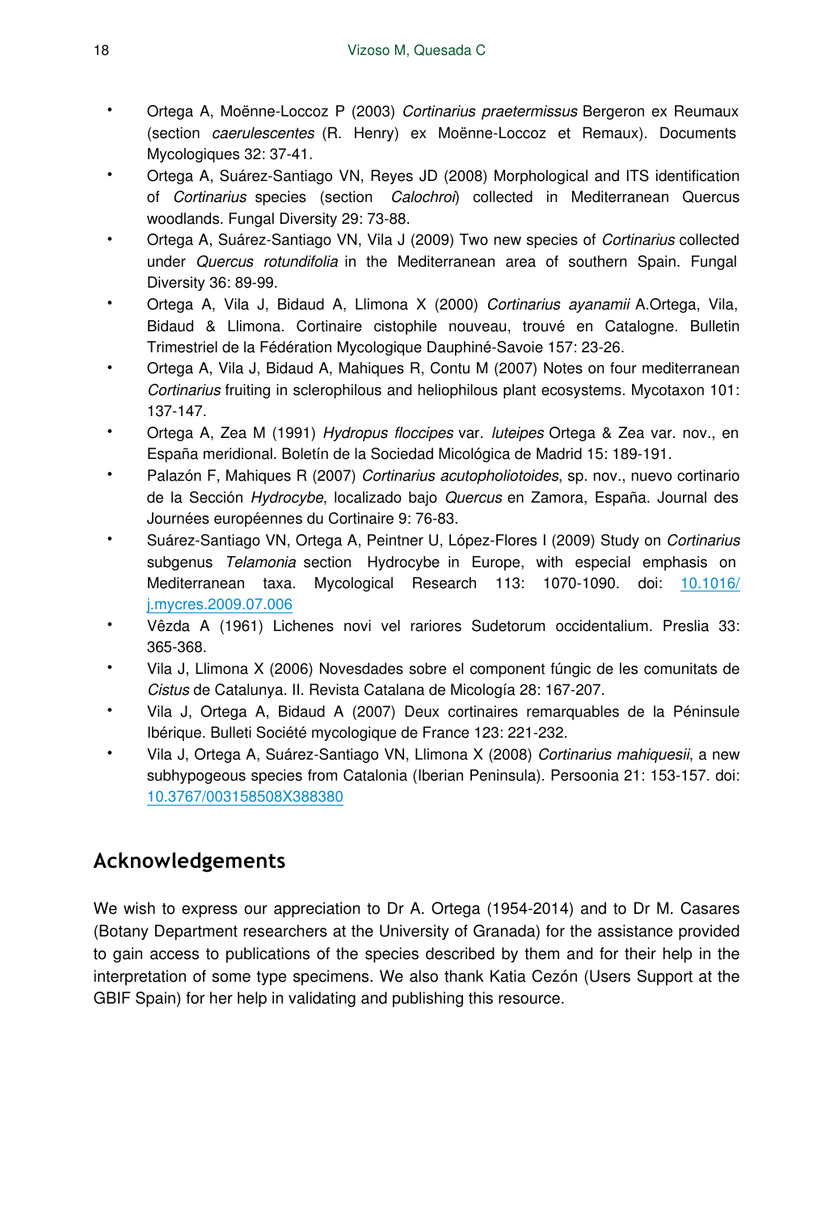- Ortega A, Moënne-Loccoz P (2003) *Cortinarius praetermissus* Bergeron ex Reumaux (section *caerulescentes* (R. Henry) ex Moënne-Loccoz et Remaux). Documents Mycologiques 32: 37-41.
- Ortega A, Suárez-Santiago VN, Reyes JD (2008) Morphological and ITS identification of *Cortinarius* species (section *Calochroi*) collected in Mediterranean Quercus woodlands. Fungal Diversity 29: 73-88.
- Ortega A, Suárez-Santiago VN, Vila J (2009) Two new species of *Cortinarius* collected under *Quercus rotundifolia* in the Mediterranean area of southern Spain. Fungal Diversity 36: 89-99.
- Ortega A, Vila J, Bidaud A, Llimona X (2000) *Cortinarius ayanamii* A.Ortega, Vila, Bidaud & Llimona. Cortinaire cistophile nouveau, trouvé en Catalogne. Bulletin Trimestriel de la Fédération Mycologique Dauphiné-Savoie 157: 23-26.
- Ortega A, Vila J, Bidaud A, Mahiques R, Contu M (2007) Notes on four mediterranean *Cortinarius* fruiting in sclerophilous and heliophilous plant ecosystems. Mycotaxon 101: 137-147.
- Ortega A, Zea M (1991) *Hydropus floccipes* var. *luteipes* Ortega & Zea var. nov., en España meridional. Boletín de la Sociedad Micológica de Madrid 15: 189-191.
- Palazón F, Mahiques R (2007) *Cortinarius acutopholiotoides*, sp. nov., nuevo cortinario de la Sección *Hydrocybe*, localizado bajo *Quercus* en Zamora, España. Journal des Journées européennes du Cortinaire 9: 76-83.
- Suárez-Santiago VN, Ortega A, Peintner U, López-Flores I (2009) Study on *Cortinarius* subgenus *Telamonia* section Hydrocybe in Europe, with especial emphasis on Mediterranean taxa. Mycological Research 113: 1070-1090. doi: 10.1016/j.mycres.2009.07.006
- Vêzda A (1961) Lichenes novi vel rariores Sudetorum occidentalium. Preslia 33: 365-368.
- Vila J, Llimona X (2006) Novesdades sobre el component fúngic de les comunitats de *Cistus* de Catalunya. II. Revista Catalana de Micología 28: 167-207.
- Vila J, Ortega A, Bidaud A (2007) Deux cortinaires remarquables de la Péninsule Ibérique. Bulleti Société mycologique de France 123: 221-232.
- Vila J, Ortega A, Suárez-Santiago VN, Llimona X (2008) *Cortinarius mahiquesii*, a new subhypogeous species from Catalonia (Iberian Peninsula). Persoonia 21: 153-157. doi: 10.3767/003158508X388380

## Acknowledgements

We wish to express our appreciation to Dr A. Ortega (1954-2014) and to Dr M. Casares (Botany Department researchers at the University of Granada) for the assistance provided to gain access to publications of the species described by them and for their help in the interpretation of some type specimens. We also thank Katia Cezón (Users Support at the GBIF Spain) for her help in validating and publishing this resource.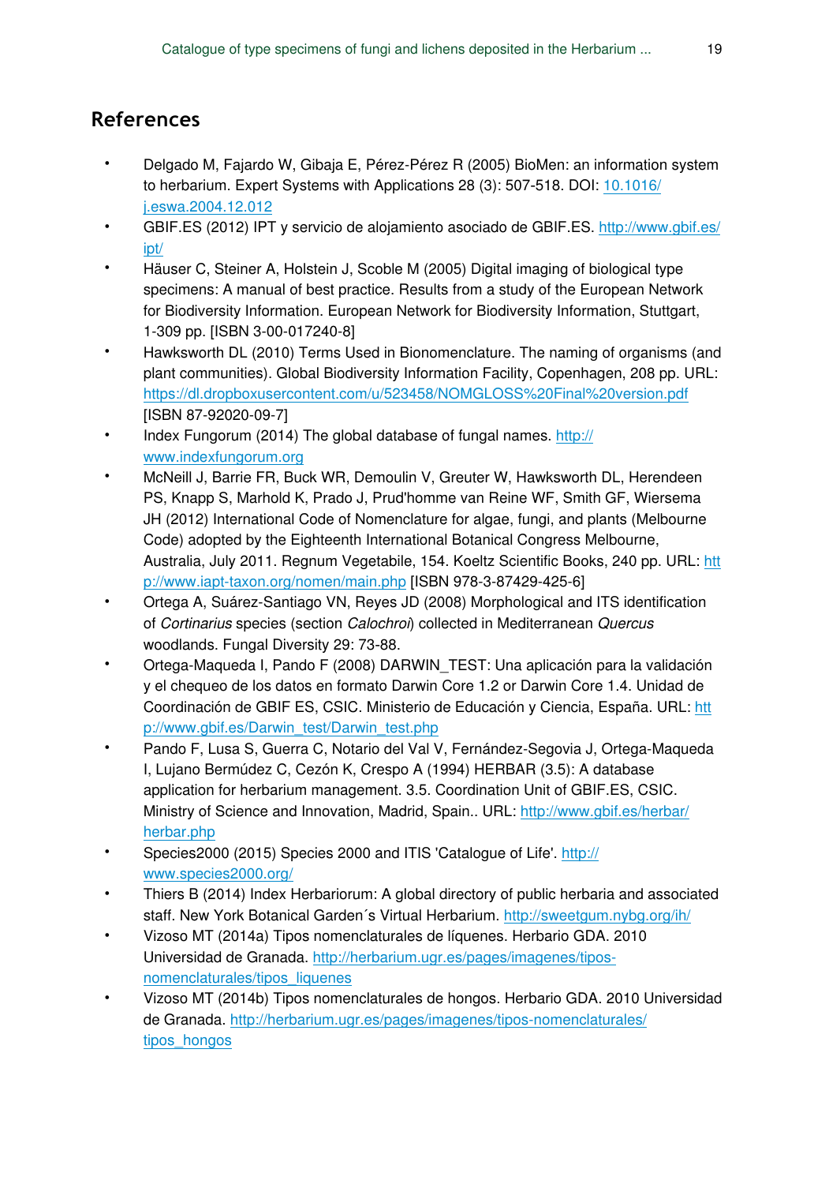## References

- Delgado M, Fajardo W, Gibaja E, Pérez-Pérez R (2005) BioMen: an information system to herbarium. Expert Systems with Applications 28 (3): 507-518. DOI: 10.1016/j.eswa.2004.12.012
- GBIF.ES (2012) IPT y servicio de alojamiento asociado de GBIF.ES. http://www.gbif.es/ipt/
- Häuser C, Steiner A, Holstein J, Scoble M (2005) Digital imaging of biological type specimens: A manual of best practice. Results from a study of the European Network for Biodiversity Information. European Network for Biodiversity Information, Stuttgart, 1-309 pp. [ISBN 3-00-017240-8]
- Hawksworth DL (2010) Terms Used in Bionomenclature. The naming of organisms (and plant communities). Global Biodiversity Information Facility, Copenhagen, 208 pp. URL: https://dl.dropboxusercontent.com/u/523458/NOMGLOSS%20Final%20version.pdf [ISBN 87-92020-09-7]
- Index Fungorum (2014) The global database of fungal names. http://www.indexfungorum.org
- McNeill J, Barrie FR, Buck WR, Demoulin V, Greuter W, Hawksworth DL, Herendeen PS, Knapp S, Marhold K, Prado J, Prud'homme van Reine WF, Smith GF, Wiersema JH (2012) International Code of Nomenclature for algae, fungi, and plants (Melbourne Code) adopted by the Eighteenth International Botanical Congress Melbourne, Australia, July 2011. Regnum Vegetabile, 154. Koeltz Scientific Books, 240 pp. URL: http://www.iapt-taxon.org/nomen/main.php [ISBN 978-3-87429-425-6]
- Ortega A, Suárez-Santiago VN, Reyes JD (2008) Morphological and ITS identification of *Cortinarius* species (section *Calochroi*) collected in Mediterranean *Quercus* woodlands. Fungal Diversity 29: 73-88.
- Ortega-Maqueda I, Pando F (2008) DARWIN_TEST: Una aplicación para la validación y el chequeo de los datos en formato Darwin Core 1.2 or Darwin Core 1.4. Unidad de Coordinación de GBIF ES, CSIC. Ministerio de Educación y Ciencia, España. URL: http://www.gbif.es/Darwin_test/Darwin_test.php
- Pando F, Lusa S, Guerra C, Notario del Val V, Fernández-Segovia J, Ortega-Maqueda I, Lujano Bermúdez C, Cezón K, Crespo A (1994) HERBAR (3.5): A database application for herbarium management. 3.5. Coordination Unit of GBIF.ES, CSIC. Ministry of Science and Innovation, Madrid, Spain.. URL: http://www.gbif.es/herbar/herbar.php
- Species2000 (2015) Species 2000 and ITIS 'Catalogue of Life'. http://www.species2000.org/
- Thiers B (2014) Index Herbariorum: A global directory of public herbaria and associated staff. New York Botanical Garden´s Virtual Herbarium. http://sweetgum.nybg.org/ih/
- Vizoso MT (2014a) Tipos nomenclaturales de líquenes. Herbario GDA. 2010 Universidad de Granada. http://herbarium.ugr.es/pages/imagenes/tipos-nomenclaturales/tipos_liquenes
- Vizoso MT (2014b) Tipos nomenclaturales de hongos. Herbario GDA. 2010 Universidad de Granada. http://herbarium.ugr.es/pages/imagenes/tipos-nomenclaturales/tipos_hongos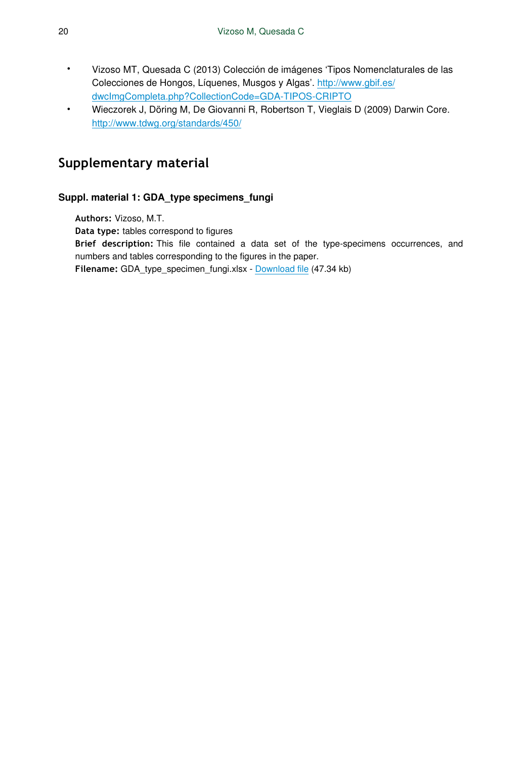- Vizoso MT, Quesada C (2013) Colección de imágenes 'Tipos Nomenclaturales de las Colecciones de Hongos, Líquenes, Musgos y Algas'. http://www.gbif.es/dwcImgCompleta.php?CollectionCode=GDA-TIPOS-CRIPTO
- Wieczorek J, Döring M, De Giovanni R, Robertson T, Vieglais D (2009) Darwin Core. http://www.tdwg.org/standards/450/

## Supplementary material

### Suppl. material 1: GDA_type specimens_fungi

**Authors:** Vizoso, M.T.
**Data type:** tables correspond to figures
**Brief description:** This file contained a data set of the type-specimens occurrences, and numbers and tables corresponding to the figures in the paper.
**Filename:** GDA_type_specimen_fungi.xlsx - Download file (47.34 kb)